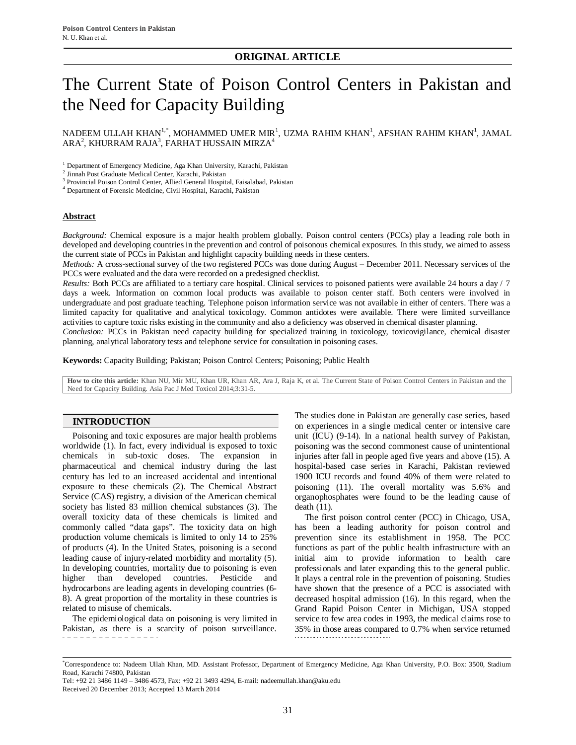**ORIGINAL ARTICLE**

# The Current State of Poison Control Centers in Pakistan and the Need for Capacity Building

NADEEM ULLAH KHAN[1,*], MOHAMMED UMER MIR[1], UZMA RAHIM KHAN[1], AFSHAN RAHIM KHAN[1], JAMAL ARA[2], KHURRAM RAJA[3], FARHAT HUSSAIN MIRZA[4]

[1] Department of Emergency Medicine, Aga Khan University, Karachi, Pakistan
[2] Jinnah Post Graduate Medical Center, Karachi, Pakistan
[3] Provincial Poison Control Center, Allied General Hospital, Faisalabad, Pakistan
[4] Department of Forensic Medicine, Civil Hospital, Karachi, Pakistan

## Abstract

*Background:* Chemical exposure is a major health problem globally. Poison control centers (PCCs) play a leading role both in developed and developing countries in the prevention and control of poisonous chemical exposures. In this study, we aimed to assess the current state of PCCs in Pakistan and highlight capacity building needs in these centers.

*Methods:* A cross-sectional survey of the two registered PCCs was done during August – December 2011. Necessary services of the PCCs were evaluated and the data were recorded on a predesigned checklist.

*Results:* Both PCCs are affiliated to a tertiary care hospital. Clinical services to poisoned patients were available 24 hours a day / 7 days a week. Information on common local products was available to poison center staff. Both centers were involved in undergraduate and post graduate teaching. Telephone poison information service was not available in either of centers. There was a limited capacity for qualitative and analytical toxicology. Common antidotes were available. There were limited surveillance activities to capture toxic risks existing in the community and also a deficiency was observed in chemical disaster planning.

*Conclusion:* PCCs in Pakistan need capacity building for specialized training in toxicology, toxicovigilance, chemical disaster planning, analytical laboratory tests and telephone service for consultation in poisoning cases.

**Keywords:** Capacity Building; Pakistan; Poison Control Centers; Poisoning; Public Health

**How to cite this article:** Khan NU, Mir MU, Khan UR, Khan AR, Ara J, Raja K, et al. The Current State of Poison Control Centers in Pakistan and the Need for Capacity Building. Asia Pac J Med Toxicol 2014;3:31-5.

## INTRODUCTION

Poisoning and toxic exposures are major health problems worldwide (1). In fact, every individual is exposed to toxic chemicals in sub-toxic doses. The expansion in pharmaceutical and chemical industry during the last century has led to an increased accidental and intentional exposure to these chemicals (2). The Chemical Abstract Service (CAS) registry, a division of the American chemical society has listed 83 million chemical substances (3). The overall toxicity data of these chemicals is limited and commonly called "data gaps". The toxicity data on high production volume chemicals is limited to only 14 to 25% of products (4). In the United States, poisoning is a second leading cause of injury-related morbidity and mortality (5). In developing countries, mortality due to poisoning is even higher than developed countries. Pesticide and hydrocarbons are leading agents in developing countries (6-8). A great proportion of the mortality in these countries is related to misuse of chemicals.

The epidemiological data on poisoning is very limited in Pakistan, as there is a scarcity of poison surveillance. The studies done in Pakistan are generally case series, based on experiences in a single medical center or intensive care unit (ICU) (9-14). In a national health survey of Pakistan, poisoning was the second commonest cause of unintentional injuries after fall in people aged five years and above (15). A hospital-based case series in Karachi, Pakistan reviewed 1900 ICU records and found 40% of them were related to poisoning (11). The overall mortality was 5.6% and organophosphates were found to be the leading cause of death (11).

The first poison control center (PCC) in Chicago, USA, has been a leading authority for poison control and prevention since its establishment in 1958. The PCC functions as part of the public health infrastructure with an initial aim to provide information to health care professionals and later expanding this to the general public. It plays a central role in the prevention of poisoning. Studies have shown that the presence of a PCC is associated with decreased hospital admission (16). In this regard, when the Grand Rapid Poison Center in Michigan, USA stopped service to few area codes in 1993, the medical claims rose to 35% in those areas compared to 0.7% when service returned

---

[*]Correspondence to: Nadeem Ullah Khan, MD. Assistant Professor, Department of Emergency Medicine, Aga Khan University, P.O. Box: 3500, Stadium Road, Karachi 74800, Pakistan
Tel: +92 21 3486 1149 – 3486 4573, Fax: +92 21 3493 4294, E-mail: nadeemullah.khan@aku.edu
Received 20 December 2013; Accepted 13 March 2014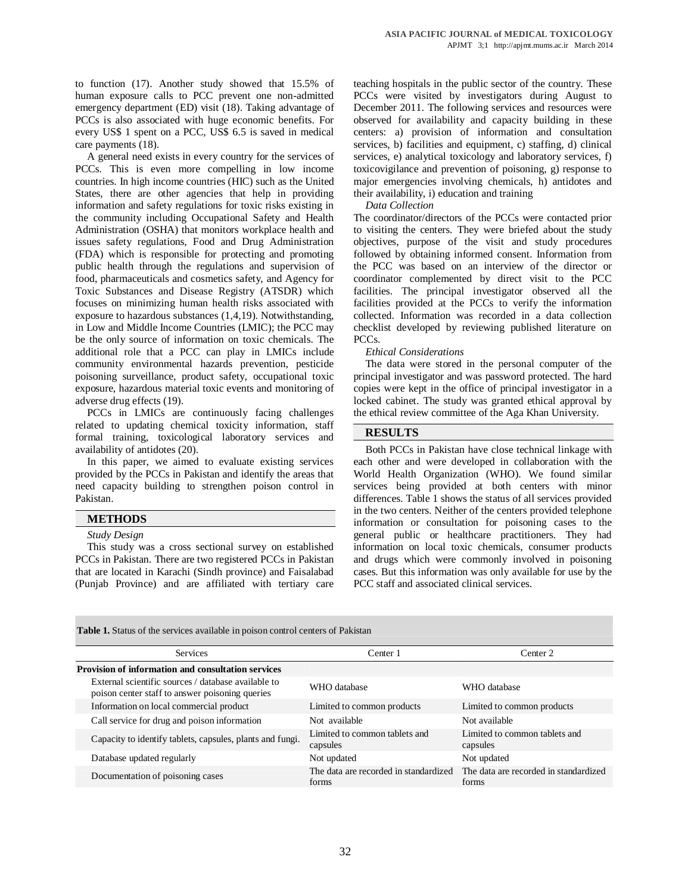to function (17). Another study showed that 15.5% of human exposure calls to PCC prevent one non-admitted emergency department (ED) visit (18). Taking advantage of PCCs is also associated with huge economic benefits. For every US$ 1 spent on a PCC, US$ 6.5 is saved in medical care payments (18).

A general need exists in every country for the services of PCCs. This is even more compelling in low income countries. In high income countries (HIC) such as the United States, there are other agencies that help in providing information and safety regulations for toxic risks existing in the community including Occupational Safety and Health Administration (OSHA) that monitors workplace health and issues safety regulations, Food and Drug Administration (FDA) which is responsible for protecting and promoting public health through the regulations and supervision of food, pharmaceuticals and cosmetics safety, and Agency for Toxic Substances and Disease Registry (ATSDR) which focuses on minimizing human health risks associated with exposure to hazardous substances (1,4,19). Notwithstanding, in Low and Middle Income Countries (LMIC); the PCC may be the only source of information on toxic chemicals. The additional role that a PCC can play in LMICs include community environmental hazards prevention, pesticide poisoning surveillance, product safety, occupational toxic exposure, hazardous material toxic events and monitoring of adverse drug effects (19).

PCCs in LMICs are continuously facing challenges related to updating chemical toxicity information, staff formal training, toxicological laboratory services and availability of antidotes (20).

In this paper, we aimed to evaluate existing services provided by the PCCs in Pakistan and identify the areas that need capacity building to strengthen poison control in Pakistan.

## METHODS

*Study Design*

This study was a cross sectional survey on established PCCs in Pakistan. There are two registered PCCs in Pakistan that are located in Karachi (Sindh province) and Faisalabad (Punjab Province) and are affiliated with tertiary care teaching hospitals in the public sector of the country. These PCCs were visited by investigators during August to December 2011. The following services and resources were observed for availability and capacity building in these centers: a) provision of information and consultation services, b) facilities and equipment, c) staffing, d) clinical services, e) analytical toxicology and laboratory services, f) toxicovigilance and prevention of poisoning, g) response to major emergencies involving chemicals, h) antidotes and their availability, i) education and training

*Data Collection*

The coordinator/directors of the PCCs were contacted prior to visiting the centers. They were briefed about the study objectives, purpose of the visit and study procedures followed by obtaining informed consent. Information from the PCC was based on an interview of the director or coordinator complemented by direct visit to the PCC facilities. The principal investigator observed all the facilities provided at the PCCs to verify the information collected. Information was recorded in a data collection checklist developed by reviewing published literature on PCCs.

*Ethical Considerations*

The data were stored in the personal computer of the principal investigator and was password protected. The hard copies were kept in the office of principal investigator in a locked cabinet. The study was granted ethical approval by the ethical review committee of the Aga Khan University.

## RESULTS

Both PCCs in Pakistan have close technical linkage with each other and were developed in collaboration with the World Health Organization (WHO). We found similar services being provided at both centers with minor differences. Table 1 shows the status of all services provided in the two centers. Neither of the centers provided telephone information or consultation for poisoning cases to the general public or healthcare practitioners. They had information on local toxic chemicals, consumer products and drugs which were commonly involved in poisoning cases. But this information was only available for use by the PCC staff and associated clinical services.

**Table 1.** Status of the services available in poison control centers of Pakistan

| Services | Center 1 | Center 2 |
|---|---|---|
| **Provision of information and consultation services** | | |
| External scientific sources / database available to poison center staff to answer poisoning queries | WHO database | WHO database |
| Information on local commercial product | Limited to common products | Limited to common products |
| Call service for drug and poison information | Not available | Not available |
| Capacity to identify tablets, capsules, plants and fungi. | Limited to common tablets and capsules | Limited to common tablets and capsules |
| Database updated regularly | Not updated | Not updated |
| Documentation of poisoning cases | The data are recorded in standardized forms | The data are recorded in standardized forms |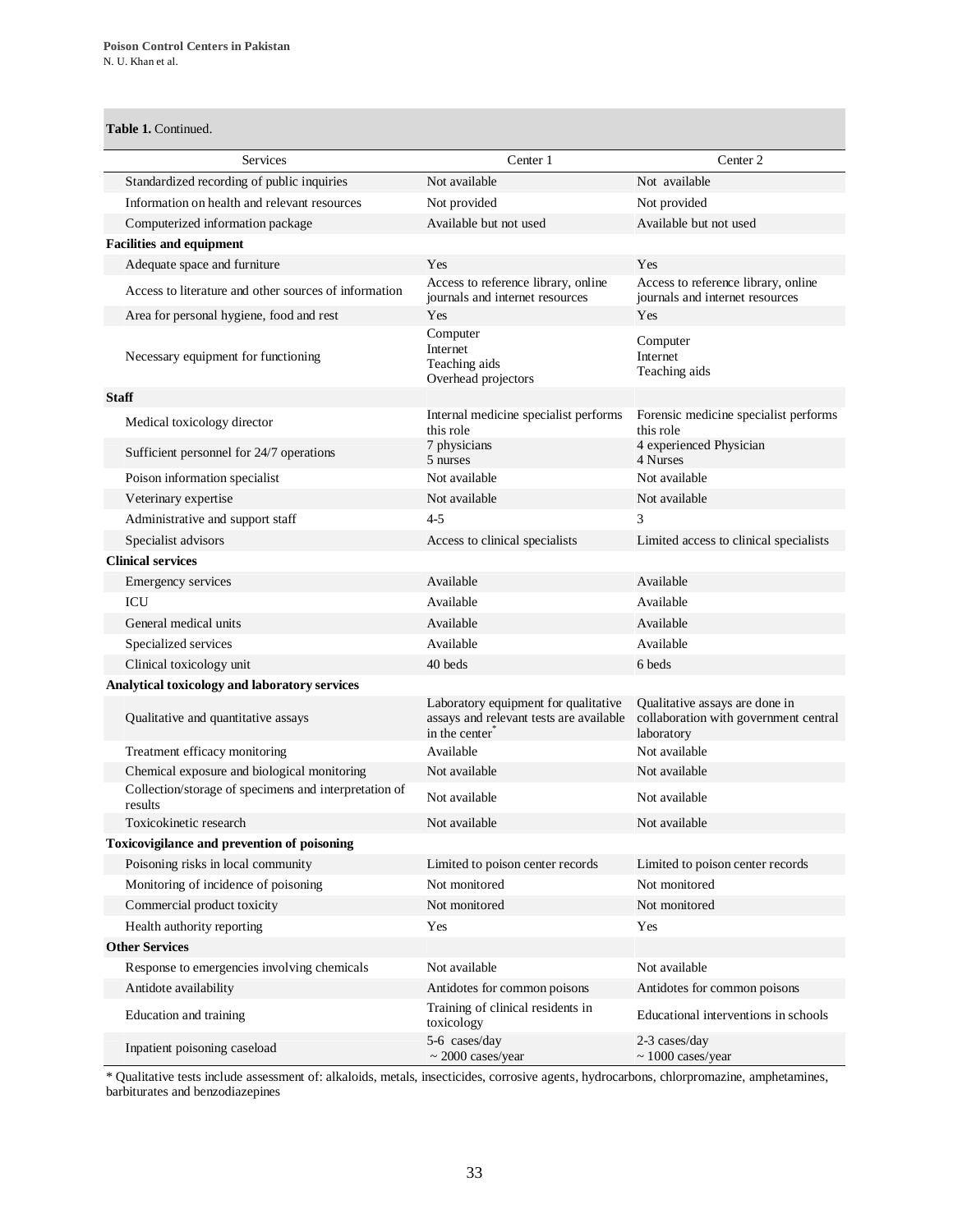**Table 1.** Continued.

| Services | Center 1 | Center 2 |
|---|---|---|
| Standardized recording of public inquiries | Not available | Not available |
| Information on health and relevant resources | Not provided | Not provided |
| Computerized information package | Available but not used | Available but not used |
| **Facilities and equipment** | | |
| Adequate space and furniture | Yes | Yes |
| Access to literature and other sources of information | Access to reference library, online journals and internet resources | Access to reference library, online journals and internet resources |
| Area for personal hygiene, food and rest | Yes | Yes |
| Necessary equipment for functioning | Computer<br>Internet<br>Teaching aids<br>Overhead projectors | Computer<br>Internet<br>Teaching aids |
| **Staff** | | |
| Medical toxicology director | Internal medicine specialist performs this role | Forensic medicine specialist performs this role |
| Sufficient personnel for 24/7 operations | 7 physicians<br>5 nurses | 4 experienced Physician<br>4 Nurses |
| Poison information specialist | Not available | Not available |
| Veterinary expertise | Not available | Not available |
| Administrative and support staff | 4-5 | 3 |
| Specialist advisors | Access to clinical specialists | Limited access to clinical specialists |
| **Clinical services** | | |
| Emergency services | Available | Available |
| ICU | Available | Available |
| General medical units | Available | Available |
| Specialized services | Available | Available |
| Clinical toxicology unit | 40 beds | 6 beds |
| **Analytical toxicology and laboratory services** | | |
| Qualitative and quantitative assays | Laboratory equipment for qualitative assays and relevant tests are available in the center* | Qualitative assays are done in collaboration with government central laboratory |
| Treatment efficacy monitoring | Available | Not available |
| Chemical exposure and biological monitoring | Not available | Not available |
| Collection/storage of specimens and interpretation of results | Not available | Not available |
| Toxicokinetic research | Not available | Not available |
| **Toxicovigilance and prevention of poisoning** | | |
| Poisoning risks in local community | Limited to poison center records | Limited to poison center records |
| Monitoring of incidence of poisoning | Not monitored | Not monitored |
| Commercial product toxicity | Not monitored | Not monitored |
| Health authority reporting | Yes | Yes |
| **Other Services** | | |
| Response to emergencies involving chemicals | Not available | Not available |
| Antidote availability | Antidotes for common poisons | Antidotes for common poisons |
| Education and training | Training of clinical residents in toxicology | Educational interventions in schools |
| Inpatient poisoning caseload | 5-6 cases/day<br>~ 2000 cases/year | 2-3 cases/day<br>~ 1000 cases/year |

* Qualitative tests include assessment of: alkaloids, metals, insecticides, corrosive agents, hydrocarbons, chlorpromazine, amphetamines, barbiturates and benzodiazepines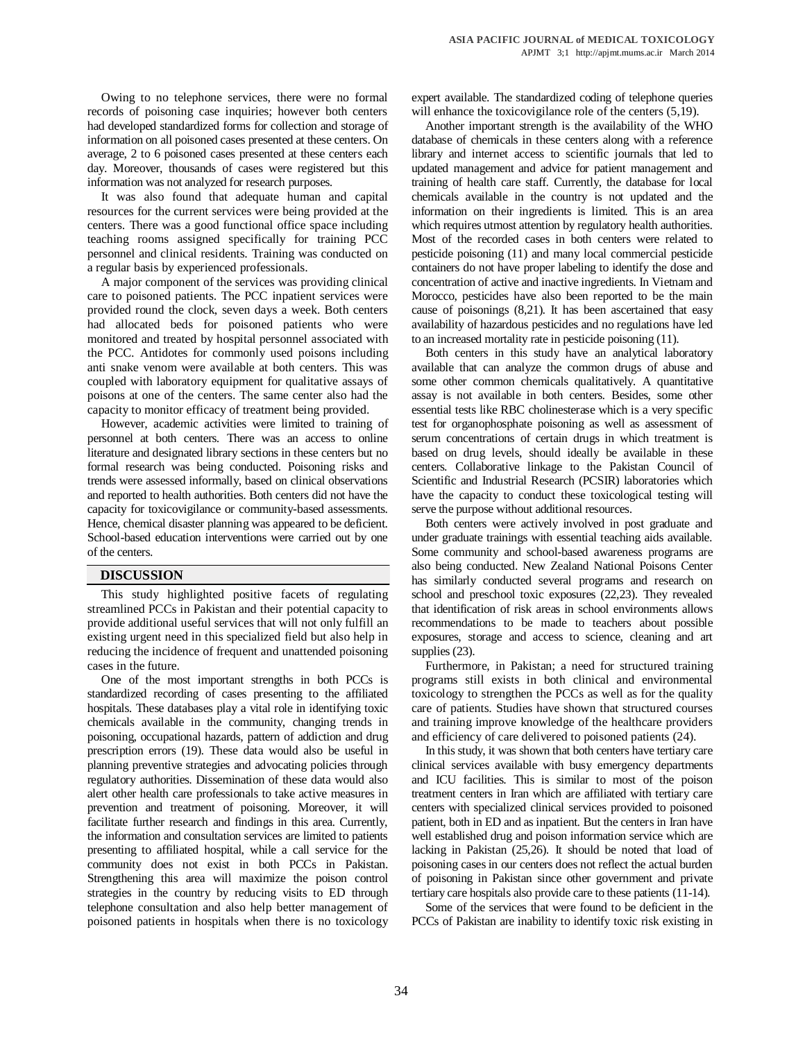Owing to no telephone services, there were no formal records of poisoning case inquiries; however both centers had developed standardized forms for collection and storage of information on all poisoned cases presented at these centers. On average, 2 to 6 poisoned cases presented at these centers each day. Moreover, thousands of cases were registered but this information was not analyzed for research purposes.

It was also found that adequate human and capital resources for the current services were being provided at the centers. There was a good functional office space including teaching rooms assigned specifically for training PCC personnel and clinical residents. Training was conducted on a regular basis by experienced professionals.

A major component of the services was providing clinical care to poisoned patients. The PCC inpatient services were provided round the clock, seven days a week. Both centers had allocated beds for poisoned patients who were monitored and treated by hospital personnel associated with the PCC. Antidotes for commonly used poisons including anti snake venom were available at both centers. This was coupled with laboratory equipment for qualitative assays of poisons at one of the centers. The same center also had the capacity to monitor efficacy of treatment being provided.

However, academic activities were limited to training of personnel at both centers. There was an access to online literature and designated library sections in these centers but no formal research was being conducted. Poisoning risks and trends were assessed informally, based on clinical observations and reported to health authorities. Both centers did not have the capacity for toxicovigilance or community-based assessments. Hence, chemical disaster planning was appeared to be deficient. School-based education interventions were carried out by one of the centers.

## DISCUSSION

This study highlighted positive facets of regulating streamlined PCCs in Pakistan and their potential capacity to provide additional useful services that will not only fulfill an existing urgent need in this specialized field but also help in reducing the incidence of frequent and unattended poisoning cases in the future.

One of the most important strengths in both PCCs is standardized recording of cases presenting to the affiliated hospitals. These databases play a vital role in identifying toxic chemicals available in the community, changing trends in poisoning, occupational hazards, pattern of addiction and drug prescription errors (19). These data would also be useful in planning preventive strategies and advocating policies through regulatory authorities. Dissemination of these data would also alert other health care professionals to take active measures in prevention and treatment of poisoning. Moreover, it will facilitate further research and findings in this area. Currently, the information and consultation services are limited to patients presenting to affiliated hospital, while a call service for the community does not exist in both PCCs in Pakistan. Strengthening this area will maximize the poison control strategies in the country by reducing visits to ED through telephone consultation and also help better management of poisoned patients in hospitals when there is no toxicology expert available. The standardized coding of telephone queries will enhance the toxicovigilance role of the centers (5,19).

Another important strength is the availability of the WHO database of chemicals in these centers along with a reference library and internet access to scientific journals that led to updated management and advice for patient management and training of health care staff. Currently, the database for local chemicals available in the country is not updated and the information on their ingredients is limited. This is an area which requires utmost attention by regulatory health authorities. Most of the recorded cases in both centers were related to pesticide poisoning (11) and many local commercial pesticide containers do not have proper labeling to identify the dose and concentration of active and inactive ingredients. In Vietnam and Morocco, pesticides have also been reported to be the main cause of poisonings (8,21). It has been ascertained that easy availability of hazardous pesticides and no regulations have led to an increased mortality rate in pesticide poisoning (11).

Both centers in this study have an analytical laboratory available that can analyze the common drugs of abuse and some other common chemicals qualitatively. A quantitative assay is not available in both centers. Besides, some other essential tests like RBC cholinesterase which is a very specific test for organophosphate poisoning as well as assessment of serum concentrations of certain drugs in which treatment is based on drug levels, should ideally be available in these centers. Collaborative linkage to the Pakistan Council of Scientific and Industrial Research (PCSIR) laboratories which have the capacity to conduct these toxicological testing will serve the purpose without additional resources.

Both centers were actively involved in post graduate and under graduate trainings with essential teaching aids available. Some community and school-based awareness programs are also being conducted. New Zealand National Poisons Center has similarly conducted several programs and research on school and preschool toxic exposures (22,23). They revealed that identification of risk areas in school environments allows recommendations to be made to teachers about possible exposures, storage and access to science, cleaning and art supplies (23).

Furthermore, in Pakistan; a need for structured training programs still exists in both clinical and environmental toxicology to strengthen the PCCs as well as for the quality care of patients. Studies have shown that structured courses and training improve knowledge of the healthcare providers and efficiency of care delivered to poisoned patients (24).

In this study, it was shown that both centers have tertiary care clinical services available with busy emergency departments and ICU facilities. This is similar to most of the poison treatment centers in Iran which are affiliated with tertiary care centers with specialized clinical services provided to poisoned patient, both in ED and as inpatient. But the centers in Iran have well established drug and poison information service which are lacking in Pakistan (25,26). It should be noted that load of poisoning cases in our centers does not reflect the actual burden of poisoning in Pakistan since other government and private tertiary care hospitals also provide care to these patients (11-14).

Some of the services that were found to be deficient in the PCCs of Pakistan are inability to identify toxic risk existing in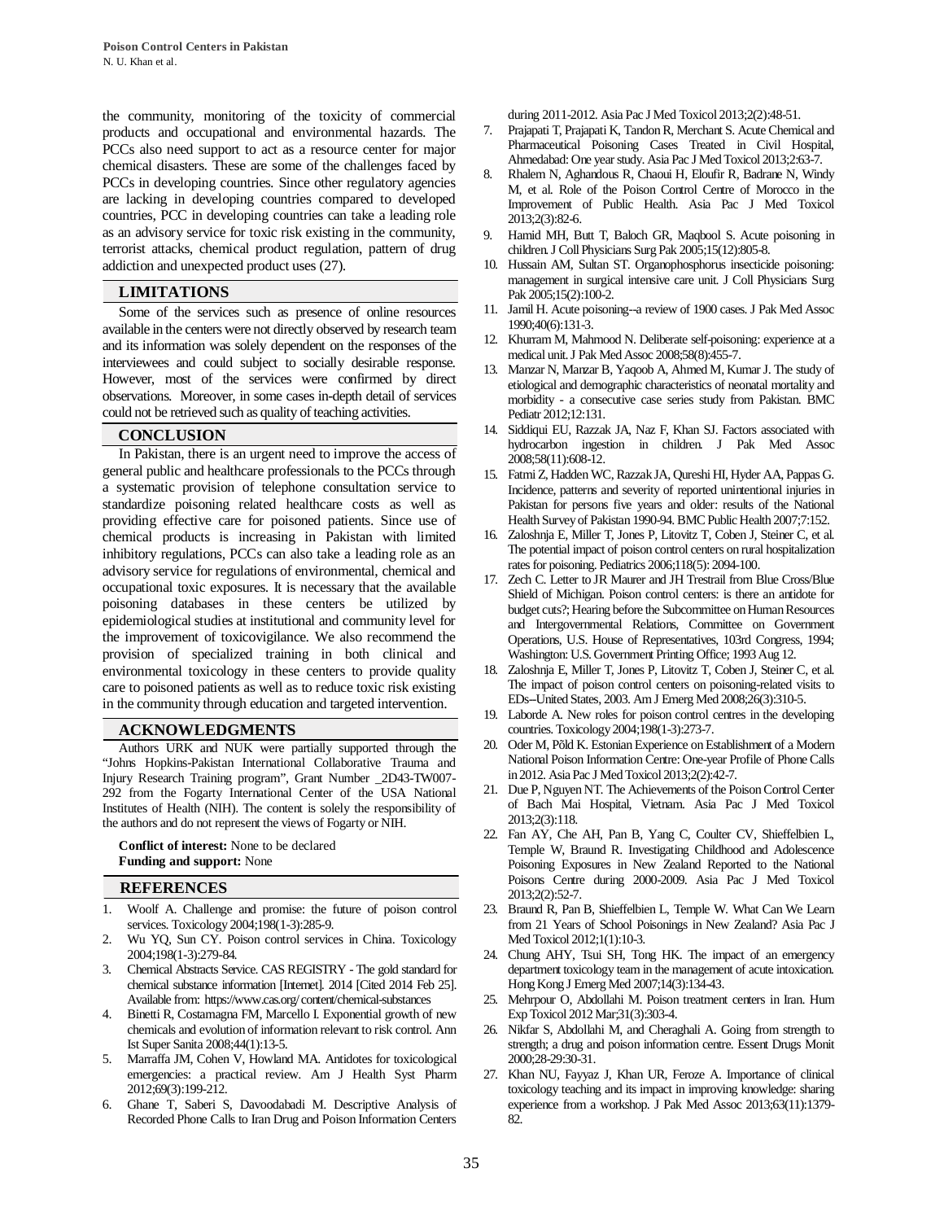the community, monitoring of the toxicity of commercial products and occupational and environmental hazards. The PCCs also need support to act as a resource center for major chemical disasters. These are some of the challenges faced by PCCs in developing countries. Since other regulatory agencies are lacking in developing countries compared to developed countries, PCC in developing countries can take a leading role as an advisory service for toxic risk existing in the community, terrorist attacks, chemical product regulation, pattern of drug addiction and unexpected product uses (27).

## LIMITATIONS

Some of the services such as presence of online resources available in the centers were not directly observed by research team and its information was solely dependent on the responses of the interviewees and could subject to socially desirable response. However, most of the services were confirmed by direct observations. Moreover, in some cases in-depth detail of services could not be retrieved such as quality of teaching activities.

## CONCLUSION

In Pakistan, there is an urgent need to improve the access of general public and healthcare professionals to the PCCs through a systematic provision of telephone consultation service to standardize poisoning related healthcare costs as well as providing effective care for poisoned patients. Since use of chemical products is increasing in Pakistan with limited inhibitory regulations, PCCs can also take a leading role as an advisory service for regulations of environmental, chemical and occupational toxic exposures. It is necessary that the available poisoning databases in these centers be utilized by epidemiological studies at institutional and community level for the improvement of toxicovigilance. We also recommend the provision of specialized training in both clinical and environmental toxicology in these centers to provide quality care to poisoned patients as well as to reduce toxic risk existing in the community through education and targeted intervention.

## ACKNOWLEDGMENTS

Authors URK and NUK were partially supported through the "Johns Hopkins-Pakistan International Collaborative Trauma and Injury Research Training program", Grant Number _2D43-TW007-292 from the Fogarty International Center of the USA National Institutes of Health (NIH). The content is solely the responsibility of the authors and do not represent the views of Fogarty or NIH.

**Conflict of interest:** None to be declared
**Funding and support:** None

## REFERENCES

1. Woolf A. Challenge and promise: the future of poison control services. Toxicology 2004;198(1-3):285-9.
2. Wu YQ, Sun CY. Poison control services in China. Toxicology 2004;198(1-3):279-84.
3. Chemical Abstracts Service. CAS REGISTRY - The gold standard for chemical substance information [Internet]. 2014 [Cited 2014 Feb 25]. Available from: https://www.cas.org/content/chemical-substances
4. Binetti R, Costamagna FM, Marcello I. Exponential growth of new chemicals and evolution of information relevant to risk control. Ann Ist Super Sanita 2008;44(1):13-5.
5. Marraffa JM, Cohen V, Howland MA. Antidotes for toxicological emergencies: a practical review. Am J Health Syst Pharm 2012;69(3):199-212.
6. Ghane T, Saberi S, Davoodabadi M. Descriptive Analysis of Recorded Phone Calls to Iran Drug and Poison Information Centers during 2011-2012. Asia Pac J Med Toxicol 2013;2(2):48-51.
7. Prajapati T, Prajapati K, Tandon R, Merchant S. Acute Chemical and Pharmaceutical Poisoning Cases Treated in Civil Hospital, Ahmedabad: One year study. Asia Pac J Med Toxicol 2013;2:63-7.
8. Rhalem N, Aghandous R, Chaoui H, Eloufir R, Badrane N, Windy M, et al. Role of the Poison Control Centre of Morocco in the Improvement of Public Health. Asia Pac J Med Toxicol 2013;2(3):82-6.
9. Hamid MH, Butt T, Baloch GR, Maqbool S. Acute poisoning in children. J Coll Physicians Surg Pak 2005;15(12):805-8.
10. Hussain AM, Sultan ST. Organophosphorus insecticide poisoning: management in surgical intensive care unit. J Coll Physicians Surg Pak 2005;15(2):100-2.
11. Jamil H. Acute poisoning--a review of 1900 cases. J Pak Med Assoc 1990;40(6):131-3.
12. Khurram M, Mahmood N. Deliberate self-poisoning: experience at a medical unit. J Pak Med Assoc 2008;58(8):455-7.
13. Manzar N, Manzar B, Yaqoob A, Ahmed M, Kumar J. The study of etiological and demographic characteristics of neonatal mortality and morbidity - a consecutive case series study from Pakistan. BMC Pediatr 2012;12:131.
14. Siddiqui EU, Razzak JA, Naz F, Khan SJ. Factors associated with hydrocarbon ingestion in children. J Pak Med Assoc 2008;58(11):608-12.
15. Fatmi Z, Hadden WC, Razzak JA, Qureshi HI, Hyder AA, Pappas G. Incidence, patterns and severity of reported unintentional injuries in Pakistan for persons five years and older: results of the National Health Survey of Pakistan 1990-94. BMC Public Health 2007;7:152.
16. Zaloshnja E, Miller T, Jones P, Litovitz T, Coben J, Steiner C, et al. The potential impact of poison control centers on rural hospitalization rates for poisoning. Pediatrics 2006;118(5): 2094-100.
17. Zech C. Letter to JR Maurer and JH Trestrail from Blue Cross/Blue Shield of Michigan. Poison control centers: is there an antidote for budget cuts?; Hearing before the Subcommittee on Human Resources and Intergovernmental Relations, Committee on Government Operations, U.S. House of Representatives, 103rd Congress, 1994; Washington: U.S. Government Printing Office; 1993 Aug 12.
18. Zaloshnja E, Miller T, Jones P, Litovitz T, Coben J, Steiner C, et al. The impact of poison control centers on poisoning-related visits to EDs--United States, 2003. Am J Emerg Med 2008;26(3):310-5.
19. Laborde A. New roles for poison control centres in the developing countries. Toxicology 2004;198(1-3):273-7.
20. Oder M, Põld K. Estonian Experience on Establishment of a Modern National Poison Information Centre: One-year Profile of Phone Calls in 2012. Asia Pac J Med Toxicol 2013;2(2):42-7.
21. Due P, Nguyen NT. The Achievements of the Poison Control Center of Bach Mai Hospital, Vietnam. Asia Pac J Med Toxicol 2013;2(3):118.
22. Fan AY, Che AH, Pan B, Yang C, Coulter CV, Shieffelbien L, Temple W, Braund R. Investigating Childhood and Adolescence Poisoning Exposures in New Zealand Reported to the National Poisons Centre during 2000-2009. Asia Pac J Med Toxicol 2013;2(2):52-7.
23. Braund R, Pan B, Shieffelbien L, Temple W. What Can We Learn from 21 Years of School Poisonings in New Zealand? Asia Pac J Med Toxicol 2012;1(1):10-3.
24. Chung AHY, Tsui SH, Tong HK. The impact of an emergency department toxicology team in the management of acute intoxication. Hong Kong J Emerg Med 2007;14(3):134-43.
25. Mehrpour O, Abdollahi M. Poison treatment centers in Iran. Hum Exp Toxicol 2012 Mar;31(3):303-4.
26. Nikfar S, Abdollahi M, and Cheraghali A. Going from strength to strength; a drug and poison information centre. Essent Drugs Monit 2000;28-29:30-31.
27. Khan NU, Fayyaz J, Khan UR, Feroze A. Importance of clinical toxicology teaching and its impact in improving knowledge: sharing experience from a workshop. J Pak Med Assoc 2013;63(11):1379-82.